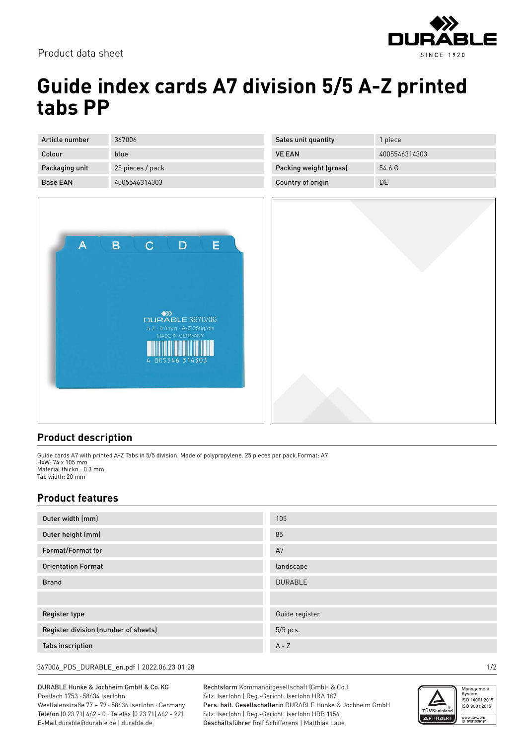Product data sheet

# Guide index cards A7 division 5/5 A-Z printed tabs PP

| Article number | 367006 | Sales unit quantity | 1 piece |
| --- | --- | --- | --- |
| Colour | blue | VE EAN | 4005546314303 |
| Packaging unit | 25 pieces / pack | Packing weight (gross) | 54.6 G |
| Base EAN | 4005546314303 | Country of origin | DE |

## Product description

Guide cards A7 with printed A-Z Tabs in 5/5 division. Made of polypropylene. 25 pieces per pack.Format: A7
HxW: 74 x 105 mm
Material thickn.: 0.3 mm
Tab width: 20 mm

## Product features

| | |
| --- | --- |
| Outer width (mm) | 105 |
| Outer height (mm) | 85 |
| Format/Format for | A7 |
| Orientation Format | landscape |
| Brand | DURABLE |
| | |
| Register type | Guide register |
| Register division (number of sheets) | 5/5 pcs. |
| Tabs inscription | A - Z |

367006_PDS_DURABLE_en.pdf | 2022.06.23 01:28

**DURABLE Hunke & Jochheim GmbH & Co.KG**
Postfach 1753 · 58634 Iserlohn
Westfalenstraße 77 – 79 · 58636 Iserlohn · Germany
**Telefon** (0 23 71) 662 - 0 · Telefax (0 23 71) 662 - 221
**E-Mail** durable@durable.de | durable.de

**Rechtsform** Kommanditgesellschaft (GmbH & Co.)
Sitz: Iserlohn | Reg.-Gericht: Iserlohn HRA 187
**Pers. haft. Gesellschafterin** DURABLE Hunke & Jochheim GmbH
Sitz: Iserlohn | Reg.-Gericht: Iserlohn HRB 1156
**Geschäftsführer** Rolf Schifferens | Matthias Laue

Management System ISO 14001:2015 ISO 9001:2015
TÜVRheinland ZERTIFIZIERT
www.tuv.com ID 0091006181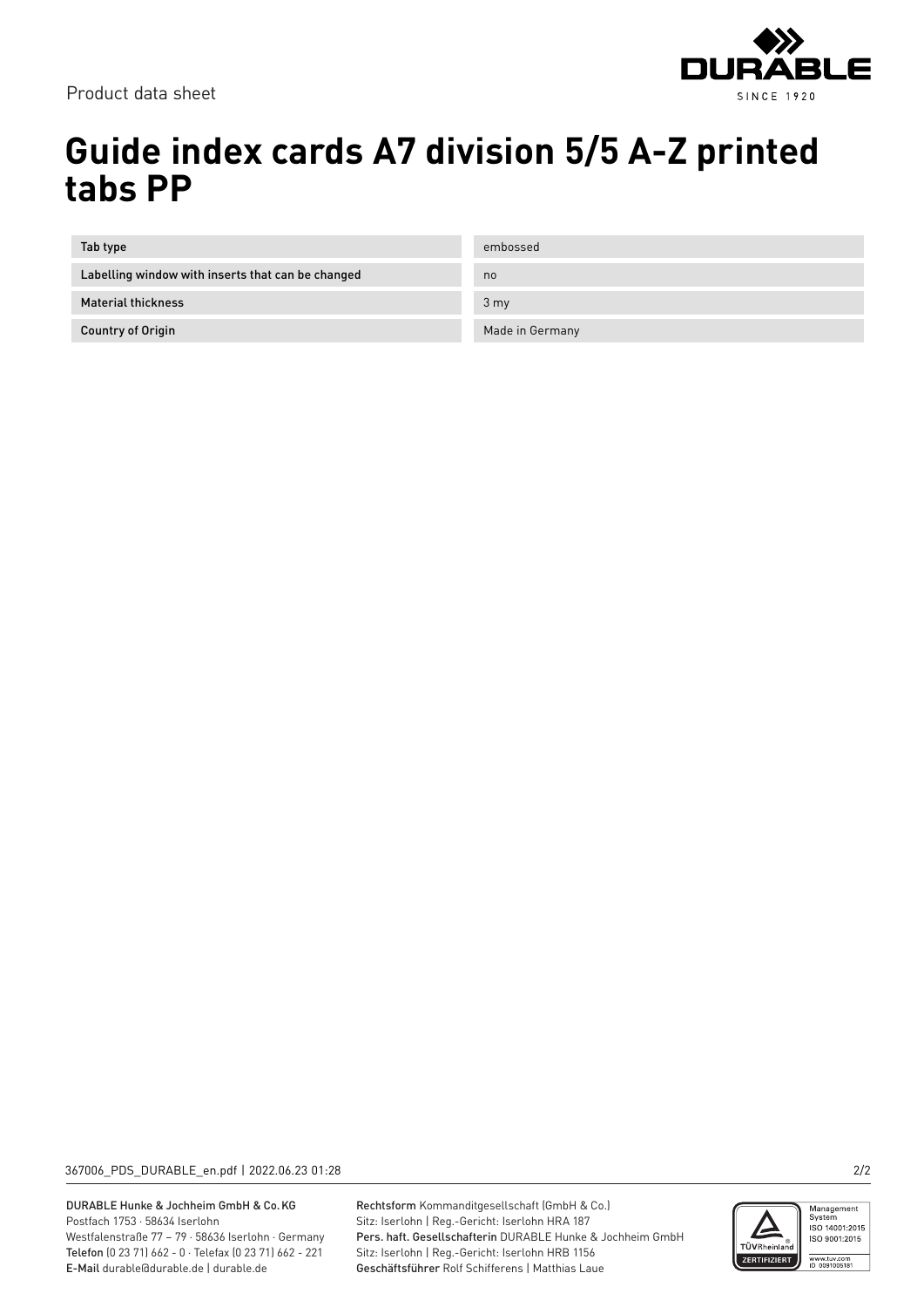# Guide index cards A7 division 5/5 A-Z printed tabs PP

| | |
|---|---|
| Tab type | embossed |
| Labelling window with inserts that can be changed | no |
| Material thickness | 3 my |
| Country of Origin | Made in Germany |

367006_PDS_DURABLE_en.pdf | 2022.06.23 01:28

DURABLE Hunke & Jochheim GmbH & Co.KG
Postfach 1753 · 58634 Iserlohn
Westfalenstraße 77 – 79 · 58636 Iserlohn · Germany
Telefon (0 23 71) 662 - 0 · Telefax (0 23 71) 662 - 221
E-Mail durable@durable.de | durable.de

Rechtsform Kommanditgesellschaft (GmbH & Co.)
Sitz: Iserlohn | Reg.-Gericht: Iserlohn HRA 187
Pers. haft. Gesellschafterin DURABLE Hunke & Jochheim GmbH
Sitz: Iserlohn | Reg.-Gericht: Iserlohn HRB 1156
Geschäftsführer Rolf Schifferens | Matthias Laue